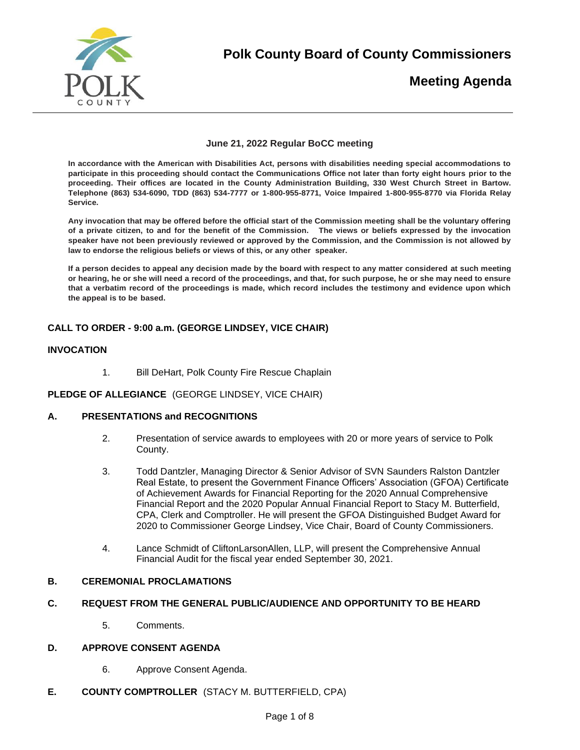# Polk County Board of County Commissioners

## Meeting Agenda

### June 21, 2022 Regular BoCC meeting

**In accordance with the American with Disabilities Act, persons with disabilities needing special accommodations to participate in this proceeding should contact the Communications Office not later than forty eight hours prior to the proceeding. Their offices are located in the County Administration Building, 330 West Church Street in Bartow. Telephone (863) 534-6090, TDD (863) 534-7777 or 1-800-955-8771, Voice Impaired 1-800-955-8770 via Florida Relay Service.**

**Any invocation that may be offered before the official start of the Commission meeting shall be the voluntary offering of a private citizen, to and for the benefit of the Commission. The views or beliefs expressed by the invocation speaker have not been previously reviewed or approved by the Commission, and the Commission is not allowed by law to endorse the religious beliefs or views of this, or any other speaker.**

**If a person decides to appeal any decision made by the board with respect to any matter considered at such meeting or hearing, he or she will need a record of the proceedings, and that, for such purpose, he or she may need to ensure that a verbatim record of the proceedings is made, which record includes the testimony and evidence upon which the appeal is to be based.**

**CALL TO ORDER - 9:00 a.m. (GEORGE LINDSEY, VICE CHAIR)**

**INVOCATION**

1. Bill DeHart, Polk County Fire Rescue Chaplain

**PLEDGE OF ALLEGIANCE** (GEORGE LINDSEY, VICE CHAIR)

**A. PRESENTATIONS and RECOGNITIONS**

2. Presentation of service awards to employees with 20 or more years of service to Polk County.

3. Todd Dantzler, Managing Director & Senior Advisor of SVN Saunders Ralston Dantzler Real Estate, to present the Government Finance Officers' Association (GFOA) Certificate of Achievement Awards for Financial Reporting for the 2020 Annual Comprehensive Financial Report and the 2020 Popular Annual Financial Report to Stacy M. Butterfield, CPA, Clerk and Comptroller. He will present the GFOA Distinguished Budget Award for 2020 to Commissioner George Lindsey, Vice Chair, Board of County Commissioners.

4. Lance Schmidt of CliftonLarsonAllen, LLP, will present the Comprehensive Annual Financial Audit for the fiscal year ended September 30, 2021.

**B. CEREMONIAL PROCLAMATIONS**

**C. REQUEST FROM THE GENERAL PUBLIC/AUDIENCE AND OPPORTUNITY TO BE HEARD**

5. Comments.

**D. APPROVE CONSENT AGENDA**

6. Approve Consent Agenda.

**E. COUNTY COMPTROLLER** (STACY M. BUTTERFIELD, CPA)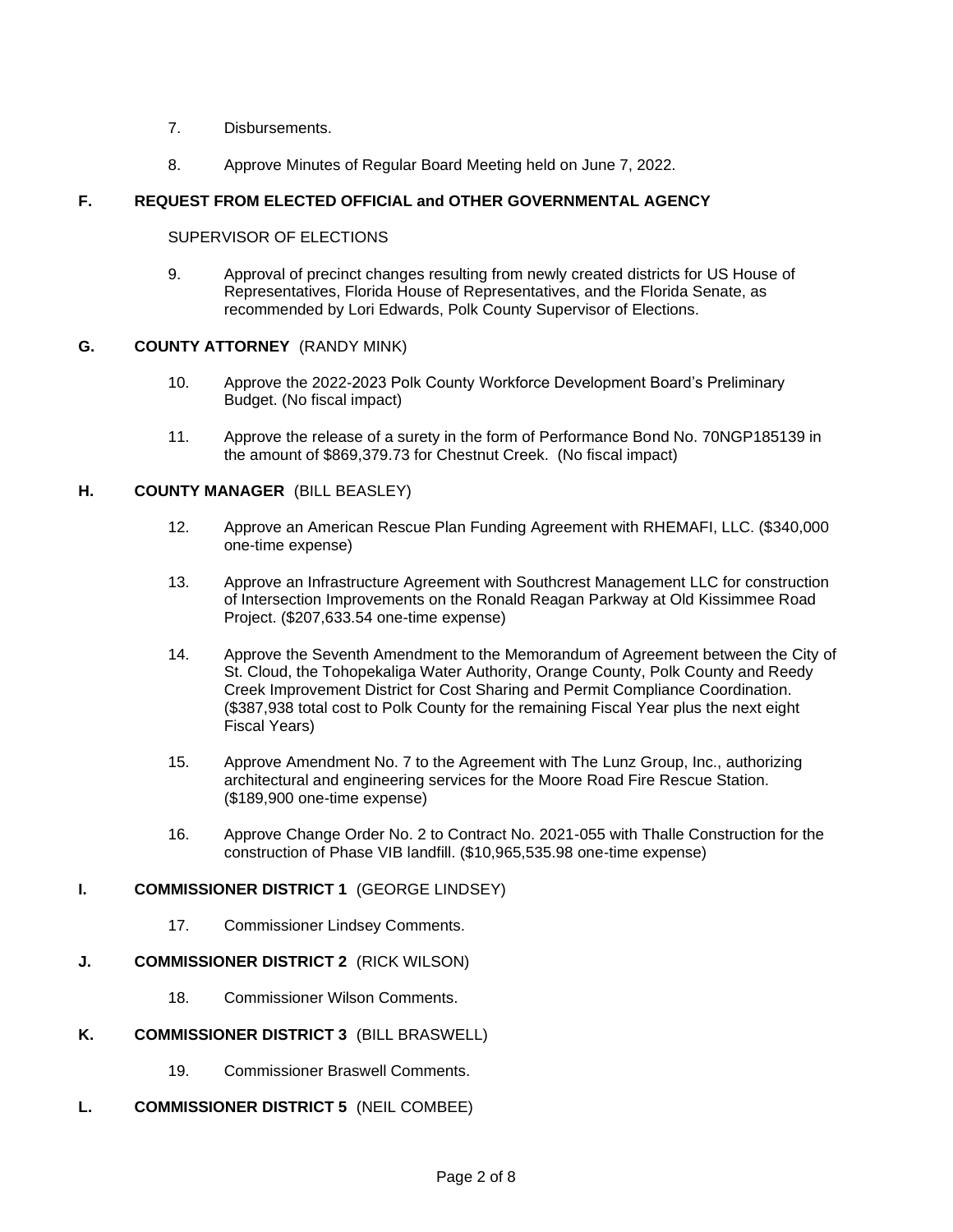7. Disbursements.

8. Approve Minutes of Regular Board Meeting held on June 7, 2022.

## F. REQUEST FROM ELECTED OFFICIAL and OTHER GOVERNMENTAL AGENCY

SUPERVISOR OF ELECTIONS

9. Approval of precinct changes resulting from newly created districts for US House of Representatives, Florida House of Representatives, and the Florida Senate, as recommended by Lori Edwards, Polk County Supervisor of Elections.

## G. COUNTY ATTORNEY (RANDY MINK)

10. Approve the 2022-2023 Polk County Workforce Development Board's Preliminary Budget. (No fiscal impact)

11. Approve the release of a surety in the form of Performance Bond No. 70NGP185139 in the amount of $869,379.73 for Chestnut Creek. (No fiscal impact)

## H. COUNTY MANAGER (BILL BEASLEY)

12. Approve an American Rescue Plan Funding Agreement with RHEMAFI, LLC. ($340,000 one-time expense)

13. Approve an Infrastructure Agreement with Southcrest Management LLC for construction of Intersection Improvements on the Ronald Reagan Parkway at Old Kissimmee Road Project. ($207,633.54 one-time expense)

14. Approve the Seventh Amendment to the Memorandum of Agreement between the City of St. Cloud, the Tohopekaliga Water Authority, Orange County, Polk County and Reedy Creek Improvement District for Cost Sharing and Permit Compliance Coordination. ($387,938 total cost to Polk County for the remaining Fiscal Year plus the next eight Fiscal Years)

15. Approve Amendment No. 7 to the Agreement with The Lunz Group, Inc., authorizing architectural and engineering services for the Moore Road Fire Rescue Station. ($189,900 one-time expense)

16. Approve Change Order No. 2 to Contract No. 2021-055 with Thalle Construction for the construction of Phase VIB landfill. ($10,965,535.98 one-time expense)

## I. COMMISSIONER DISTRICT 1 (GEORGE LINDSEY)

17. Commissioner Lindsey Comments.

## J. COMMISSIONER DISTRICT 2 (RICK WILSON)

18. Commissioner Wilson Comments.

## K. COMMISSIONER DISTRICT 3 (BILL BRASWELL)

19. Commissioner Braswell Comments.

## L. COMMISSIONER DISTRICT 5 (NEIL COMBEE)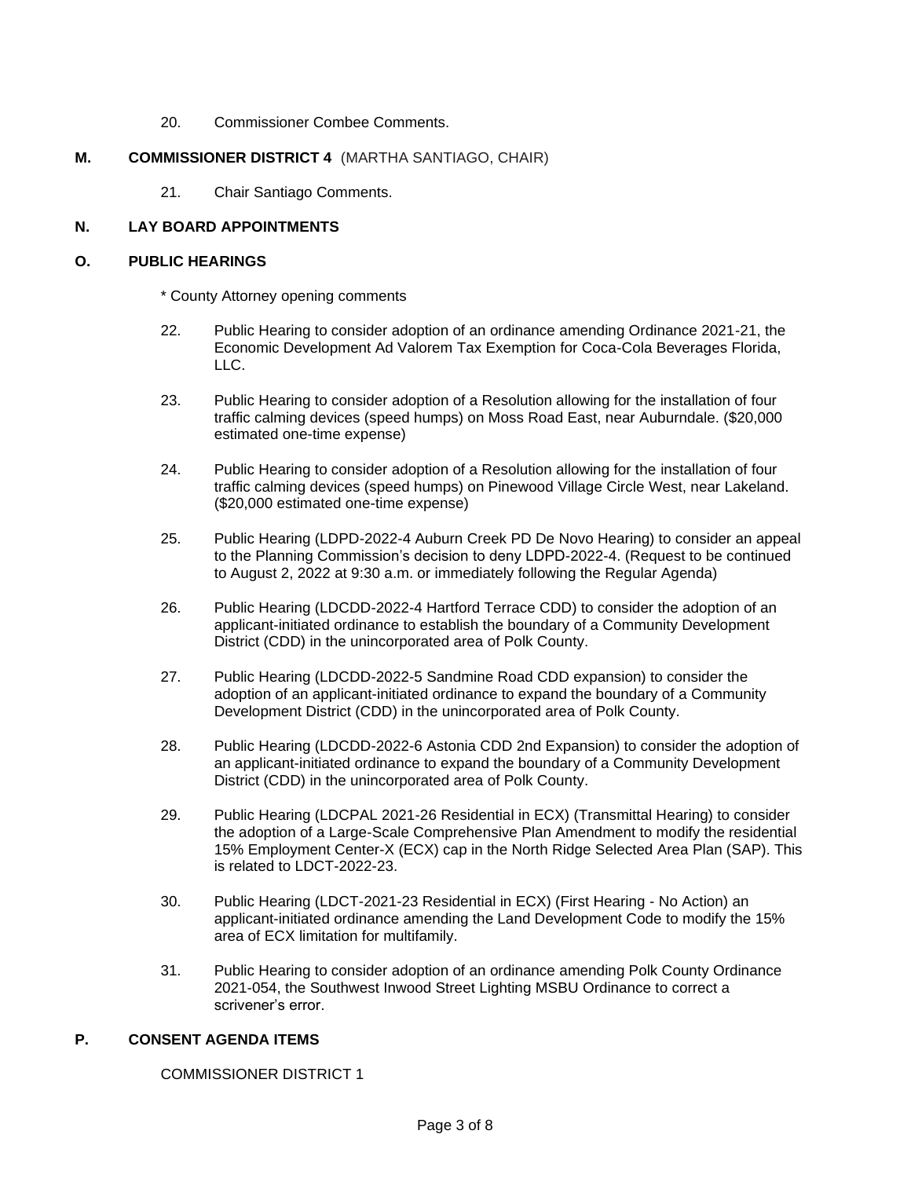20. Commissioner Combee Comments.

## M. COMMISSIONER DISTRICT 4 (MARTHA SANTIAGO, CHAIR)

21. Chair Santiago Comments.

## N. LAY BOARD APPOINTMENTS

## O. PUBLIC HEARINGS

* County Attorney opening comments

22. Public Hearing to consider adoption of an ordinance amending Ordinance 2021-21, the Economic Development Ad Valorem Tax Exemption for Coca-Cola Beverages Florida, LLC.

23. Public Hearing to consider adoption of a Resolution allowing for the installation of four traffic calming devices (speed humps) on Moss Road East, near Auburndale. ($20,000 estimated one-time expense)

24. Public Hearing to consider adoption of a Resolution allowing for the installation of four traffic calming devices (speed humps) on Pinewood Village Circle West, near Lakeland. ($20,000 estimated one-time expense)

25. Public Hearing (LDPD-2022-4 Auburn Creek PD De Novo Hearing) to consider an appeal to the Planning Commission's decision to deny LDPD-2022-4. (Request to be continued to August 2, 2022 at 9:30 a.m. or immediately following the Regular Agenda)

26. Public Hearing (LDCDD-2022-4 Hartford Terrace CDD) to consider the adoption of an applicant-initiated ordinance to establish the boundary of a Community Development District (CDD) in the unincorporated area of Polk County.

27. Public Hearing (LDCDD-2022-5 Sandmine Road CDD expansion) to consider the adoption of an applicant-initiated ordinance to expand the boundary of a Community Development District (CDD) in the unincorporated area of Polk County.

28. Public Hearing (LDCDD-2022-6 Astonia CDD 2nd Expansion) to consider the adoption of an applicant-initiated ordinance to expand the boundary of a Community Development District (CDD) in the unincorporated area of Polk County.

29. Public Hearing (LDCPAL 2021-26 Residential in ECX) (Transmittal Hearing) to consider the adoption of a Large-Scale Comprehensive Plan Amendment to modify the residential 15% Employment Center-X (ECX) cap in the North Ridge Selected Area Plan (SAP). This is related to LDCT-2022-23.

30. Public Hearing (LDCT-2021-23 Residential in ECX) (First Hearing - No Action) an applicant-initiated ordinance amending the Land Development Code to modify the 15% area of ECX limitation for multifamily.

31. Public Hearing to consider adoption of an ordinance amending Polk County Ordinance 2021-054, the Southwest Inwood Street Lighting MSBU Ordinance to correct a scrivener's error.

## P. CONSENT AGENDA ITEMS

COMMISSIONER DISTRICT 1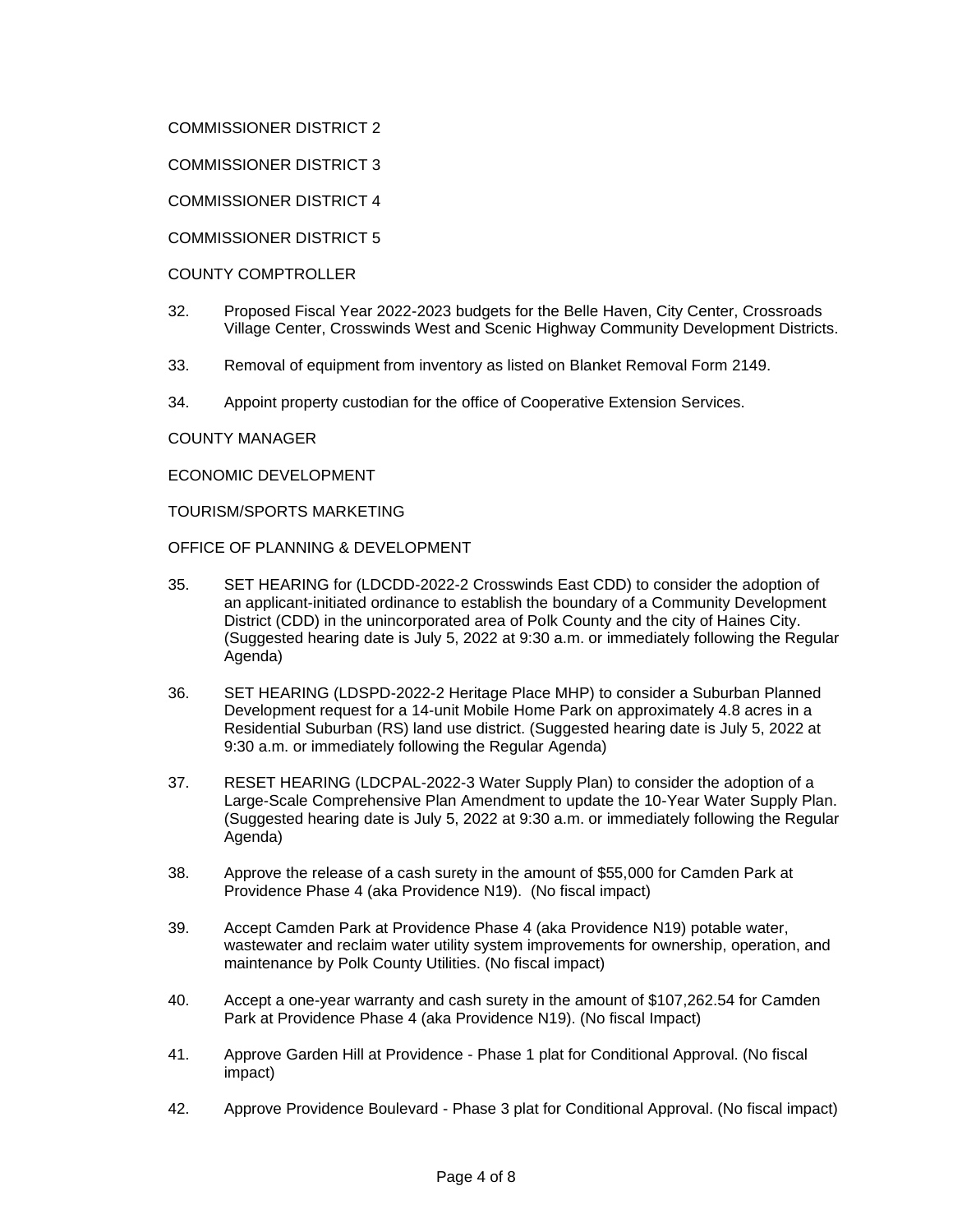COMMISSIONER DISTRICT 2

COMMISSIONER DISTRICT 3

COMMISSIONER DISTRICT 4

COMMISSIONER DISTRICT 5

COUNTY COMPTROLLER

32. Proposed Fiscal Year 2022-2023 budgets for the Belle Haven, City Center, Crossroads Village Center, Crosswinds West and Scenic Highway Community Development Districts.

33. Removal of equipment from inventory as listed on Blanket Removal Form 2149.

34. Appoint property custodian for the office of Cooperative Extension Services.

COUNTY MANAGER

ECONOMIC DEVELOPMENT

TOURISM/SPORTS MARKETING

OFFICE OF PLANNING & DEVELOPMENT

35. SET HEARING for (LDCDD-2022-2 Crosswinds East CDD) to consider the adoption of an applicant-initiated ordinance to establish the boundary of a Community Development District (CDD) in the unincorporated area of Polk County and the city of Haines City. (Suggested hearing date is July 5, 2022 at 9:30 a.m. or immediately following the Regular Agenda)

36. SET HEARING (LDSPD-2022-2 Heritage Place MHP) to consider a Suburban Planned Development request for a 14-unit Mobile Home Park on approximately 4.8 acres in a Residential Suburban (RS) land use district. (Suggested hearing date is July 5, 2022 at 9:30 a.m. or immediately following the Regular Agenda)

37. RESET HEARING (LDCPAL-2022-3 Water Supply Plan) to consider the adoption of a Large-Scale Comprehensive Plan Amendment to update the 10-Year Water Supply Plan. (Suggested hearing date is July 5, 2022 at 9:30 a.m. or immediately following the Regular Agenda)

38. Approve the release of a cash surety in the amount of $55,000 for Camden Park at Providence Phase 4 (aka Providence N19). (No fiscal impact)

39. Accept Camden Park at Providence Phase 4 (aka Providence N19) potable water, wastewater and reclaim water utility system improvements for ownership, operation, and maintenance by Polk County Utilities. (No fiscal impact)

40. Accept a one-year warranty and cash surety in the amount of $107,262.54 for Camden Park at Providence Phase 4 (aka Providence N19). (No fiscal Impact)

41. Approve Garden Hill at Providence - Phase 1 plat for Conditional Approval. (No fiscal impact)

42. Approve Providence Boulevard - Phase 3 plat for Conditional Approval. (No fiscal impact)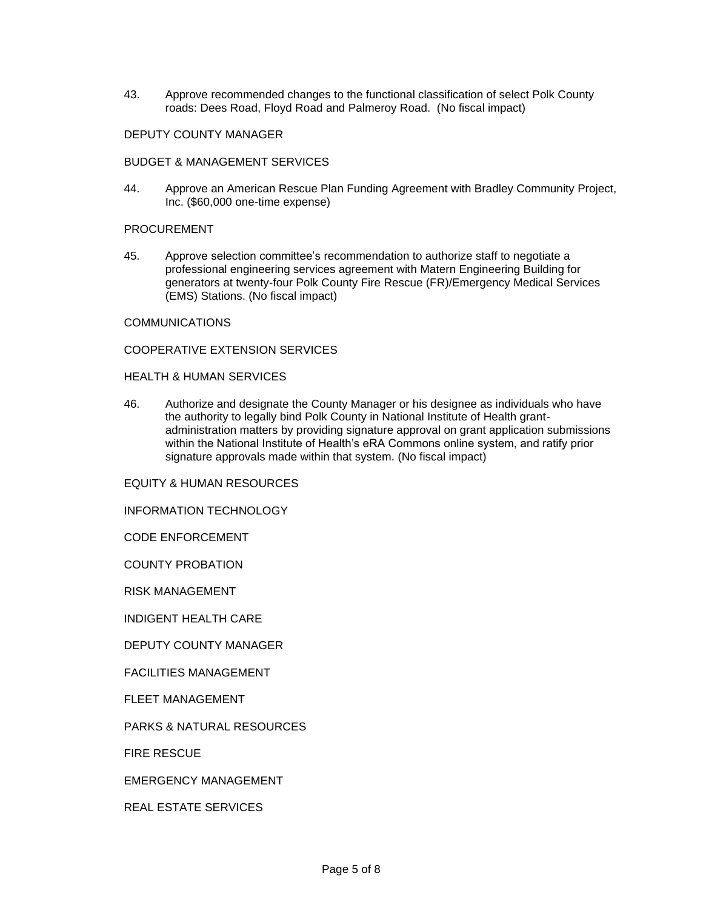43. Approve recommended changes to the functional classification of select Polk County roads: Dees Road, Floyd Road and Palmeroy Road. (No fiscal impact)

DEPUTY COUNTY MANAGER

BUDGET & MANAGEMENT SERVICES

44. Approve an American Rescue Plan Funding Agreement with Bradley Community Project, Inc. ($60,000 one-time expense)

PROCUREMENT

45. Approve selection committee's recommendation to authorize staff to negotiate a professional engineering services agreement with Matern Engineering Building for generators at twenty-four Polk County Fire Rescue (FR)/Emergency Medical Services (EMS) Stations. (No fiscal impact)

COMMUNICATIONS

COOPERATIVE EXTENSION SERVICES

HEALTH & HUMAN SERVICES

46. Authorize and designate the County Manager or his designee as individuals who have the authority to legally bind Polk County in National Institute of Health grant-administration matters by providing signature approval on grant application submissions within the National Institute of Health's eRA Commons online system, and ratify prior signature approvals made within that system. (No fiscal impact)

EQUITY & HUMAN RESOURCES

INFORMATION TECHNOLOGY

CODE ENFORCEMENT

COUNTY PROBATION

RISK MANAGEMENT

INDIGENT HEALTH CARE

DEPUTY COUNTY MANAGER

FACILITIES MANAGEMENT

FLEET MANAGEMENT

PARKS & NATURAL RESOURCES

FIRE RESCUE

EMERGENCY MANAGEMENT

REAL ESTATE SERVICES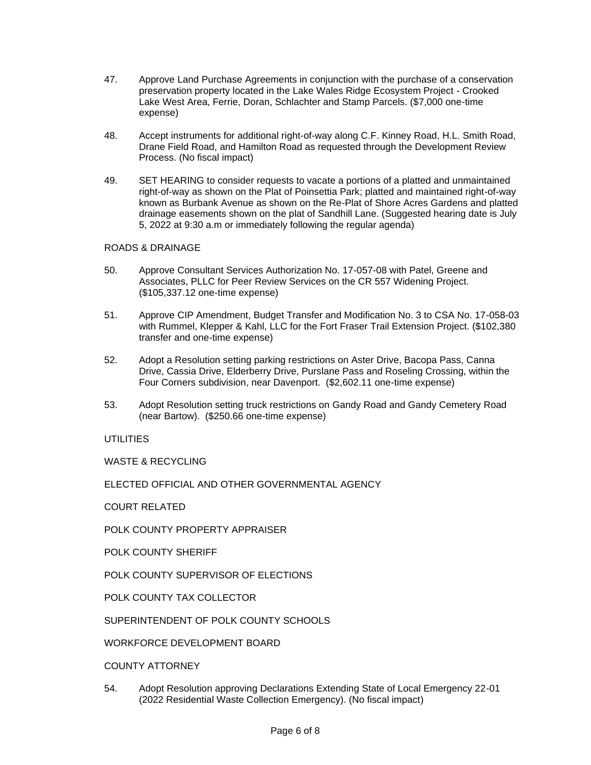47. Approve Land Purchase Agreements in conjunction with the purchase of a conservation preservation property located in the Lake Wales Ridge Ecosystem Project - Crooked Lake West Area, Ferrie, Doran, Schlachter and Stamp Parcels. ($7,000 one-time expense)

48. Accept instruments for additional right-of-way along C.F. Kinney Road, H.L. Smith Road, Drane Field Road, and Hamilton Road as requested through the Development Review Process. (No fiscal impact)

49. SET HEARING to consider requests to vacate a portions of a platted and unmaintained right-of-way as shown on the Plat of Poinsettia Park; platted and maintained right-of-way known as Burbank Avenue as shown on the Re-Plat of Shore Acres Gardens and platted drainage easements shown on the plat of Sandhill Lane. (Suggested hearing date is July 5, 2022 at 9:30 a.m or immediately following the regular agenda)

ROADS & DRAINAGE

50. Approve Consultant Services Authorization No. 17-057-08 with Patel, Greene and Associates, PLLC for Peer Review Services on the CR 557 Widening Project. ($105,337.12 one-time expense)

51. Approve CIP Amendment, Budget Transfer and Modification No. 3 to CSA No. 17-058-03 with Rummel, Klepper & Kahl, LLC for the Fort Fraser Trail Extension Project. ($102,380 transfer and one-time expense)

52. Adopt a Resolution setting parking restrictions on Aster Drive, Bacopa Pass, Canna Drive, Cassia Drive, Elderberry Drive, Purslane Pass and Roseling Crossing, within the Four Corners subdivision, near Davenport. ($2,602.11 one-time expense)

53. Adopt Resolution setting truck restrictions on Gandy Road and Gandy Cemetery Road (near Bartow). ($250.66 one-time expense)

UTILITIES

WASTE & RECYCLING

ELECTED OFFICIAL AND OTHER GOVERNMENTAL AGENCY

COURT RELATED

POLK COUNTY PROPERTY APPRAISER

POLK COUNTY SHERIFF

POLK COUNTY SUPERVISOR OF ELECTIONS

POLK COUNTY TAX COLLECTOR

SUPERINTENDENT OF POLK COUNTY SCHOOLS

WORKFORCE DEVELOPMENT BOARD

COUNTY ATTORNEY

54. Adopt Resolution approving Declarations Extending State of Local Emergency 22-01 (2022 Residential Waste Collection Emergency). (No fiscal impact)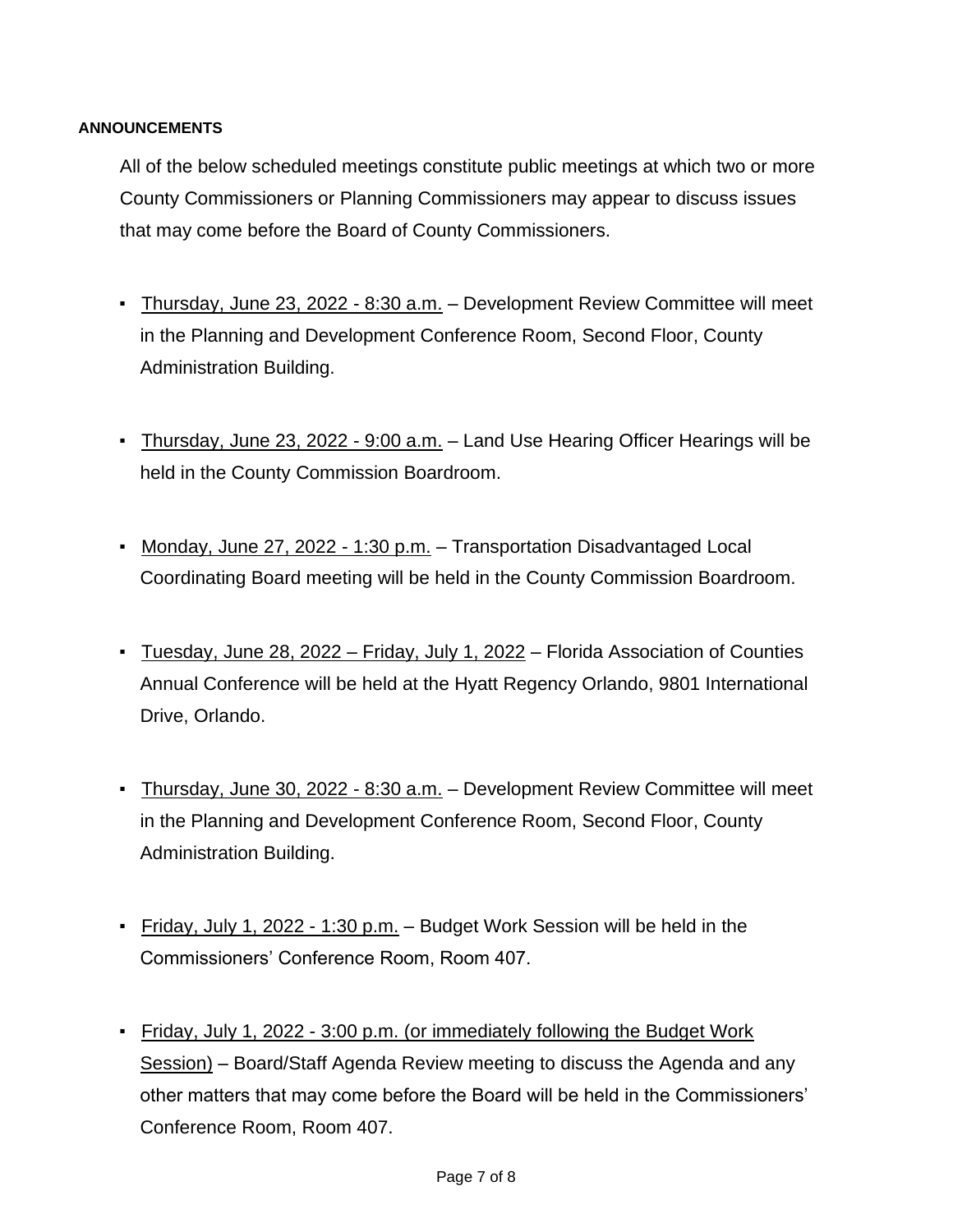**ANNOUNCEMENTS**

All of the below scheduled meetings constitute public meetings at which two or more County Commissioners or Planning Commissioners may appear to discuss issues that may come before the Board of County Commissioners.

- <u>Thursday, June 23, 2022 - 8:30 a.m.</u> – Development Review Committee will meet in the Planning and Development Conference Room, Second Floor, County Administration Building.
- <u>Thursday, June 23, 2022 - 9:00 a.m.</u> – Land Use Hearing Officer Hearings will be held in the County Commission Boardroom.
- <u>Monday, June 27, 2022 - 1:30 p.m.</u> – Transportation Disadvantaged Local Coordinating Board meeting will be held in the County Commission Boardroom.
- <u>Tuesday, June 28, 2022 – Friday, July 1, 2022</u> – Florida Association of Counties Annual Conference will be held at the Hyatt Regency Orlando, 9801 International Drive, Orlando.
- <u>Thursday, June 30, 2022 - 8:30 a.m.</u> – Development Review Committee will meet in the Planning and Development Conference Room, Second Floor, County Administration Building.
- <u>Friday, July 1, 2022 - 1:30 p.m.</u> – Budget Work Session will be held in the Commissioners' Conference Room, Room 407.
- <u>Friday, July 1, 2022 - 3:00 p.m. (or immediately following the Budget Work Session)</u> – Board/Staff Agenda Review meeting to discuss the Agenda and any other matters that may come before the Board will be held in the Commissioners' Conference Room, Room 407.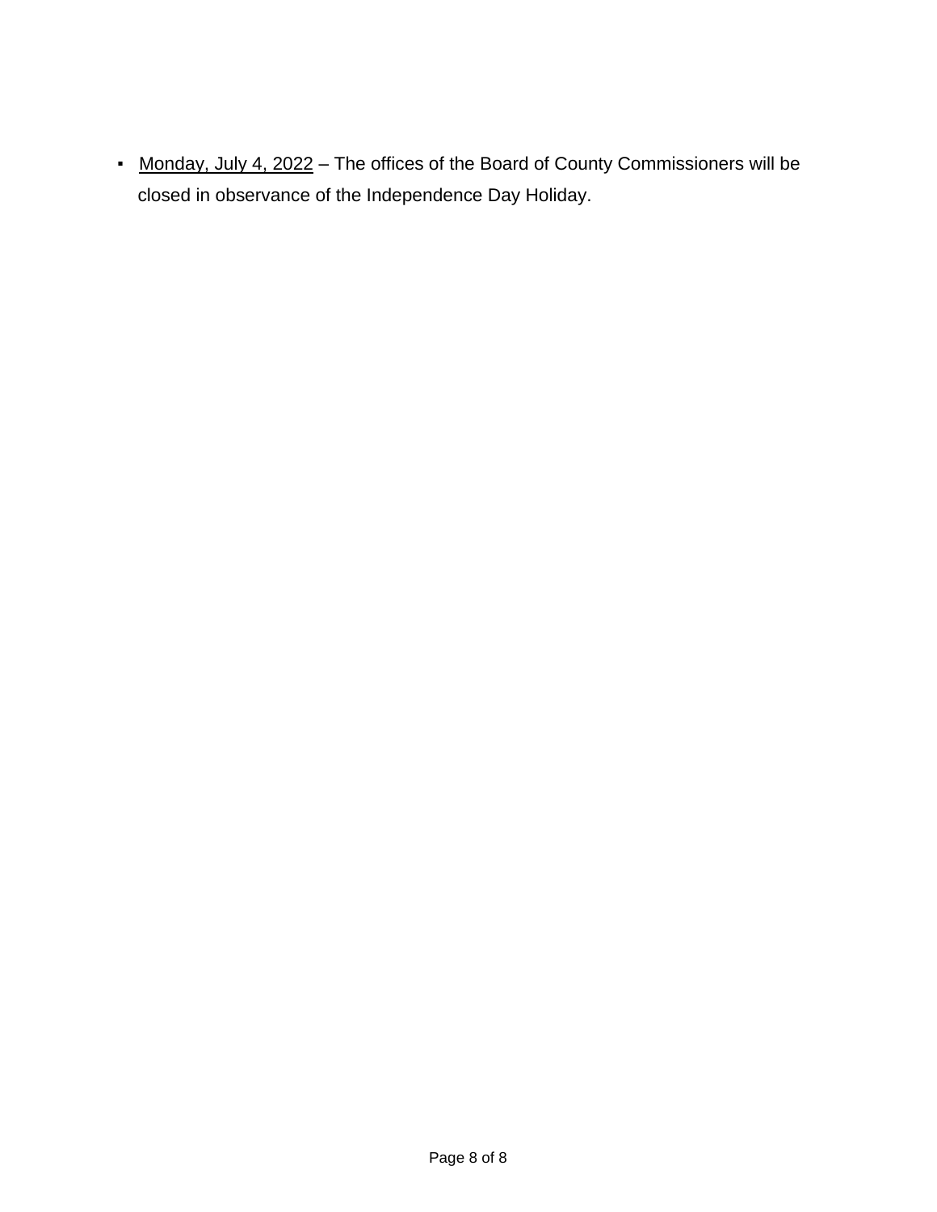- Monday, July 4, 2022 – The offices of the Board of County Commissioners will be closed in observance of the Independence Day Holiday.